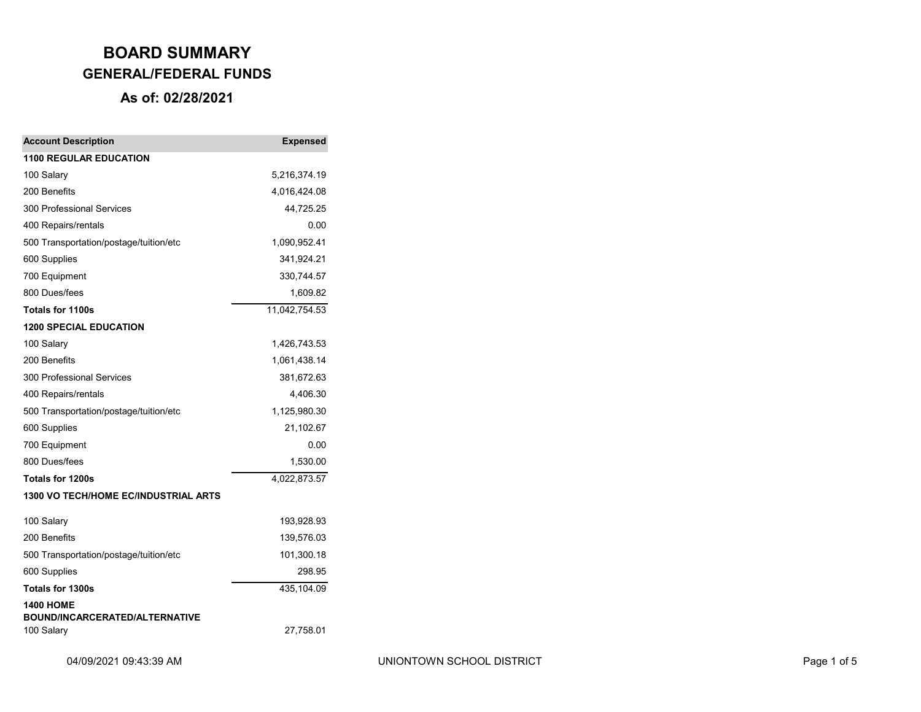# BOARD SUMMARY

## GENERAL/FEDERAL FUNDS

### As of: 02/28/2021

| Account Description | Expensed |
|---|---|
| **1100 REGULAR EDUCATION** | |
| 100 Salary | 5,216,374.19 |
| 200 Benefits | 4,016,424.08 |
| 300 Professional Services | 44,725.25 |
| 400 Repairs/rentals | 0.00 |
| 500 Transportation/postage/tuition/etc | 1,090,952.41 |
| 600 Supplies | 341,924.21 |
| 700 Equipment | 330,744.57 |
| 800 Dues/fees | 1,609.82 |
| **Totals for 1100s** | 11,042,754.53 |
| **1200 SPECIAL EDUCATION** | |
| 100 Salary | 1,426,743.53 |
| 200 Benefits | 1,061,438.14 |
| 300 Professional Services | 381,672.63 |
| 400 Repairs/rentals | 4,406.30 |
| 500 Transportation/postage/tuition/etc | 1,125,980.30 |
| 600 Supplies | 21,102.67 |
| 700 Equipment | 0.00 |
| 800 Dues/fees | 1,530.00 |
| **Totals for 1200s** | 4,022,873.57 |
| **1300 VO TECH/HOME EC/INDUSTRIAL ARTS** | |
| 100 Salary | 193,928.93 |
| 200 Benefits | 139,576.03 |
| 500 Transportation/postage/tuition/etc | 101,300.18 |
| 600 Supplies | 298.95 |
| **Totals for 1300s** | 435,104.09 |
| **1400 HOME BOUND/INCARCERATED/ALTERNATIVE** | |
| 100 Salary | 27,758.01 |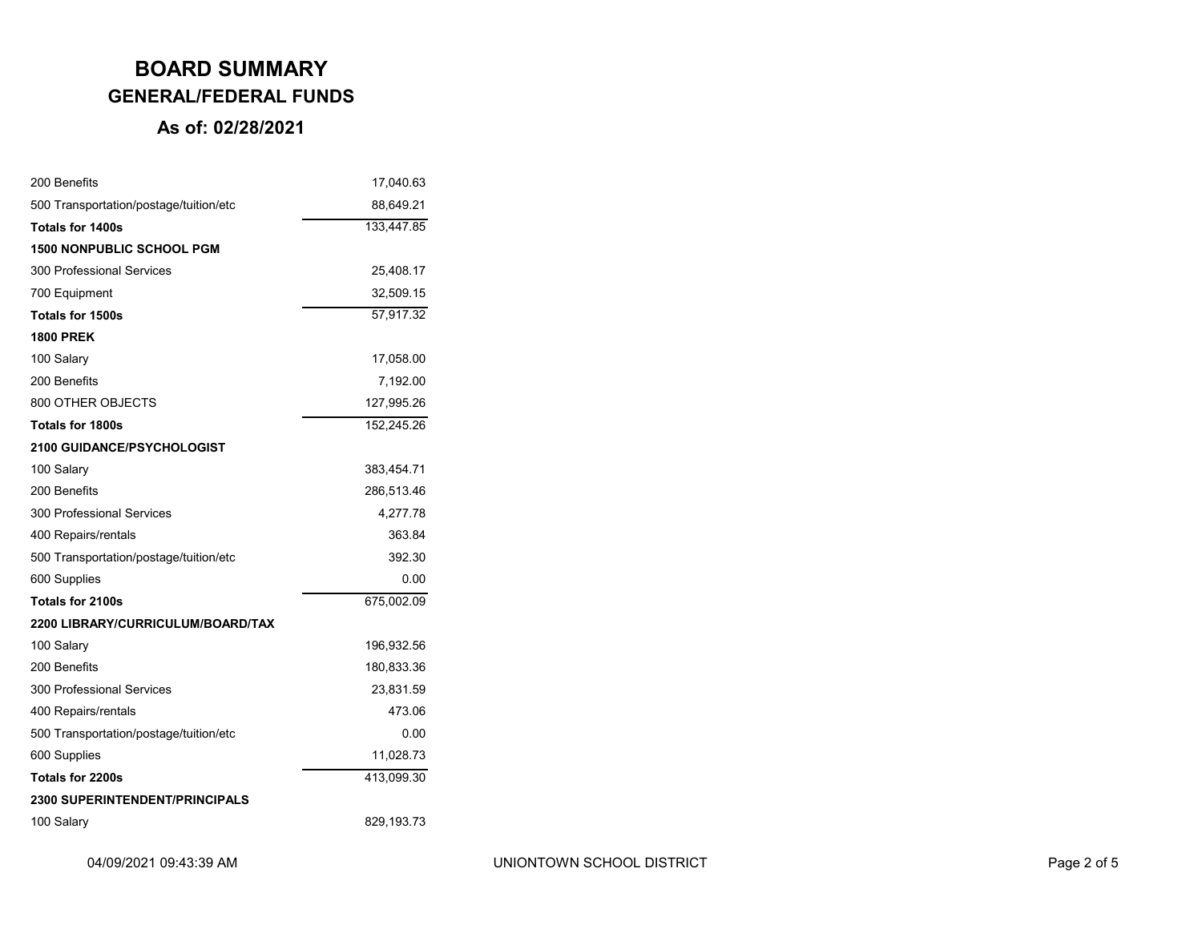# BOARD SUMMARY

## GENERAL/FEDERAL FUNDS

### As of: 02/28/2021

| | |
|---|---:|
| 200 Benefits | 17,040.63 |
| 500 Transportation/postage/tuition/etc | 88,649.21 |
| **Totals for 1400s** | 133,447.85 |
| **1500 NONPUBLIC SCHOOL PGM** | |
| 300 Professional Services | 25,408.17 |
| 700 Equipment | 32,509.15 |
| **Totals for 1500s** | 57,917.32 |
| **1800 PREK** | |
| 100 Salary | 17,058.00 |
| 200 Benefits | 7,192.00 |
| 800 OTHER OBJECTS | 127,995.26 |
| **Totals for 1800s** | 152,245.26 |
| **2100 GUIDANCE/PSYCHOLOGIST** | |
| 100 Salary | 383,454.71 |
| 200 Benefits | 286,513.46 |
| 300 Professional Services | 4,277.78 |
| 400 Repairs/rentals | 363.84 |
| 500 Transportation/postage/tuition/etc | 392.30 |
| 600 Supplies | 0.00 |
| **Totals for 2100s** | 675,002.09 |
| **2200 LIBRARY/CURRICULUM/BOARD/TAX** | |
| 100 Salary | 196,932.56 |
| 200 Benefits | 180,833.36 |
| 300 Professional Services | 23,831.59 |
| 400 Repairs/rentals | 473.06 |
| 500 Transportation/postage/tuition/etc | 0.00 |
| 600 Supplies | 11,028.73 |
| **Totals for 2200s** | 413,099.30 |
| **2300 SUPERINTENDENT/PRINCIPALS** | |
| 100 Salary | 829,193.73 |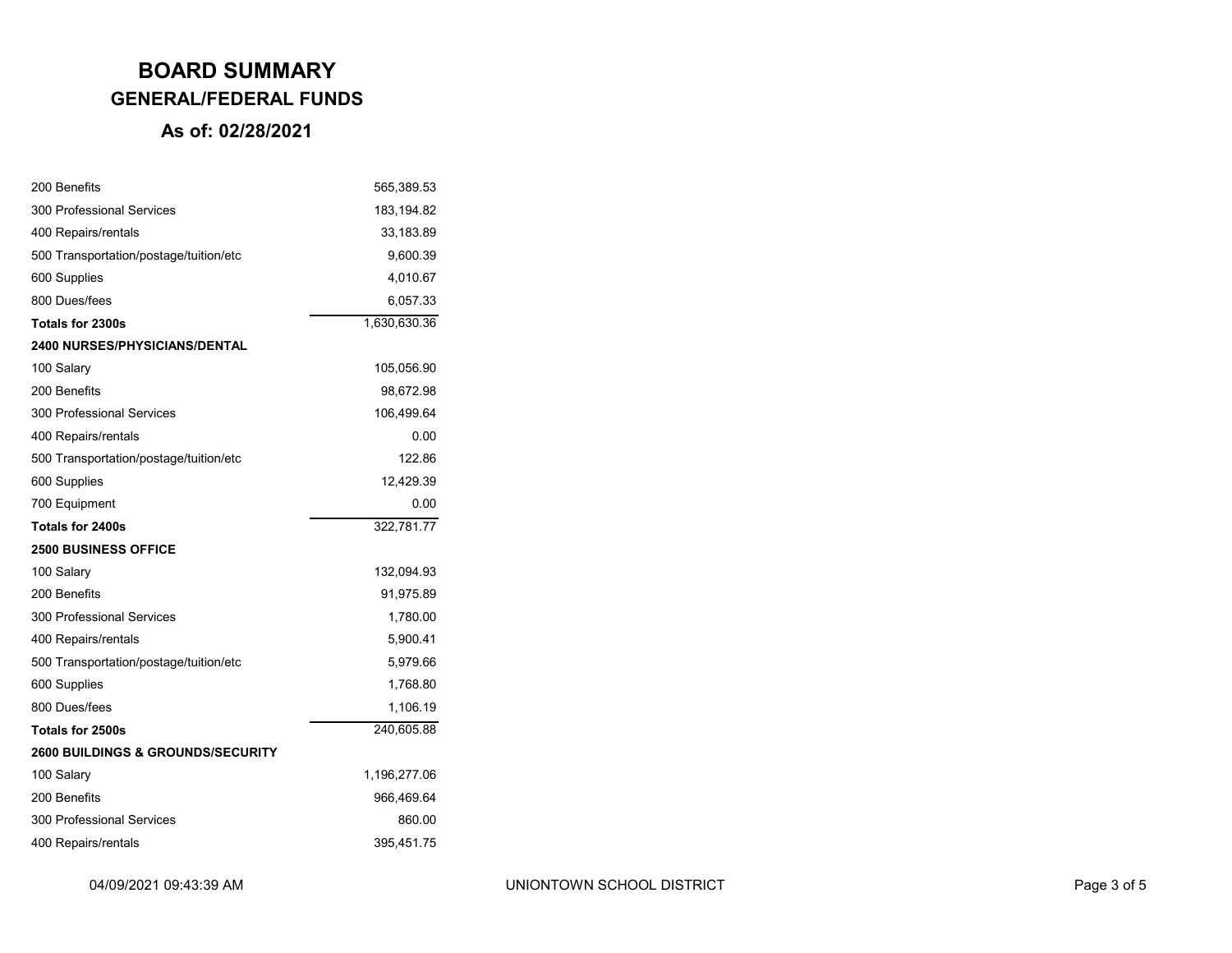# BOARD SUMMARY

## GENERAL/FEDERAL FUNDS

### As of: 02/28/2021

| | |
|---|---:|
| 200 Benefits | 565,389.53 |
| 300 Professional Services | 183,194.82 |
| 400 Repairs/rentals | 33,183.89 |
| 500 Transportation/postage/tuition/etc | 9,600.39 |
| 600 Supplies | 4,010.67 |
| 800 Dues/fees | 6,057.33 |
| **Totals for 2300s** | 1,630,630.36 |
| **2400 NURSES/PHYSICIANS/DENTAL** | |
| 100 Salary | 105,056.90 |
| 200 Benefits | 98,672.98 |
| 300 Professional Services | 106,499.64 |
| 400 Repairs/rentals | 0.00 |
| 500 Transportation/postage/tuition/etc | 122.86 |
| 600 Supplies | 12,429.39 |
| 700 Equipment | 0.00 |
| **Totals for 2400s** | 322,781.77 |
| **2500 BUSINESS OFFICE** | |
| 100 Salary | 132,094.93 |
| 200 Benefits | 91,975.89 |
| 300 Professional Services | 1,780.00 |
| 400 Repairs/rentals | 5,900.41 |
| 500 Transportation/postage/tuition/etc | 5,979.66 |
| 600 Supplies | 1,768.80 |
| 800 Dues/fees | 1,106.19 |
| **Totals for 2500s** | 240,605.88 |
| **2600 BUILDINGS & GROUNDS/SECURITY** | |
| 100 Salary | 1,196,277.06 |
| 200 Benefits | 966,469.64 |
| 300 Professional Services | 860.00 |
| 400 Repairs/rentals | 395,451.75 |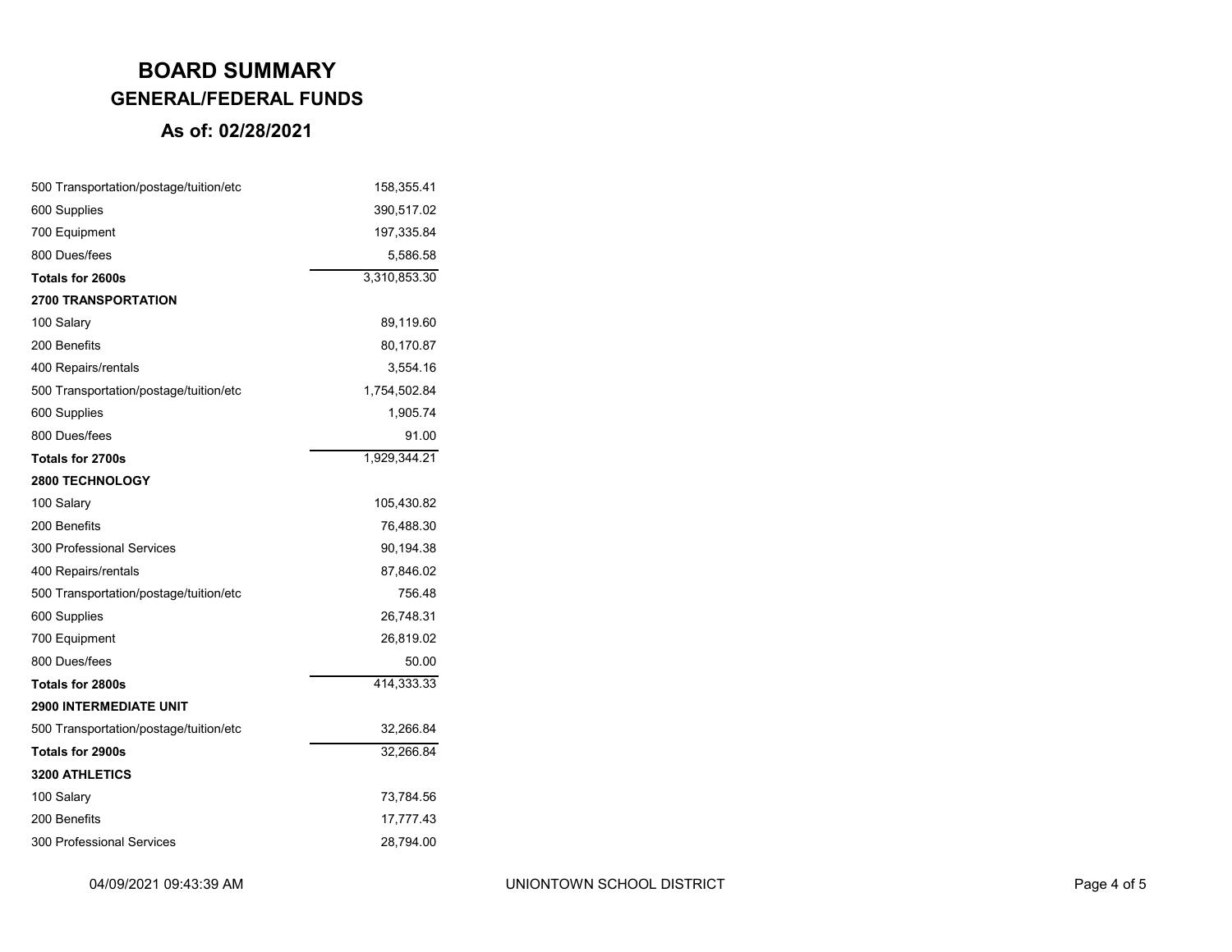# BOARD SUMMARY
## GENERAL/FEDERAL FUNDS
### As of: 02/28/2021

| | |
|---|---:|
| 500 Transportation/postage/tuition/etc | 158,355.41 |
| 600 Supplies | 390,517.02 |
| 700 Equipment | 197,335.84 |
| 800 Dues/fees | 5,586.58 |
| **Totals for 2600s** | 3,310,853.30 |
| **2700 TRANSPORTATION** | |
| 100 Salary | 89,119.60 |
| 200 Benefits | 80,170.87 |
| 400 Repairs/rentals | 3,554.16 |
| 500 Transportation/postage/tuition/etc | 1,754,502.84 |
| 600 Supplies | 1,905.74 |
| 800 Dues/fees | 91.00 |
| **Totals for 2700s** | 1,929,344.21 |
| **2800 TECHNOLOGY** | |
| 100 Salary | 105,430.82 |
| 200 Benefits | 76,488.30 |
| 300 Professional Services | 90,194.38 |
| 400 Repairs/rentals | 87,846.02 |
| 500 Transportation/postage/tuition/etc | 756.48 |
| 600 Supplies | 26,748.31 |
| 700 Equipment | 26,819.02 |
| 800 Dues/fees | 50.00 |
| **Totals for 2800s** | 414,333.33 |
| **2900 INTERMEDIATE UNIT** | |
| 500 Transportation/postage/tuition/etc | 32,266.84 |
| **Totals for 2900s** | 32,266.84 |
| **3200 ATHLETICS** | |
| 100 Salary | 73,784.56 |
| 200 Benefits | 17,777.43 |
| 300 Professional Services | 28,794.00 |

04/09/2021 09:43:39 AM UNIONTOWN SCHOOL DISTRICT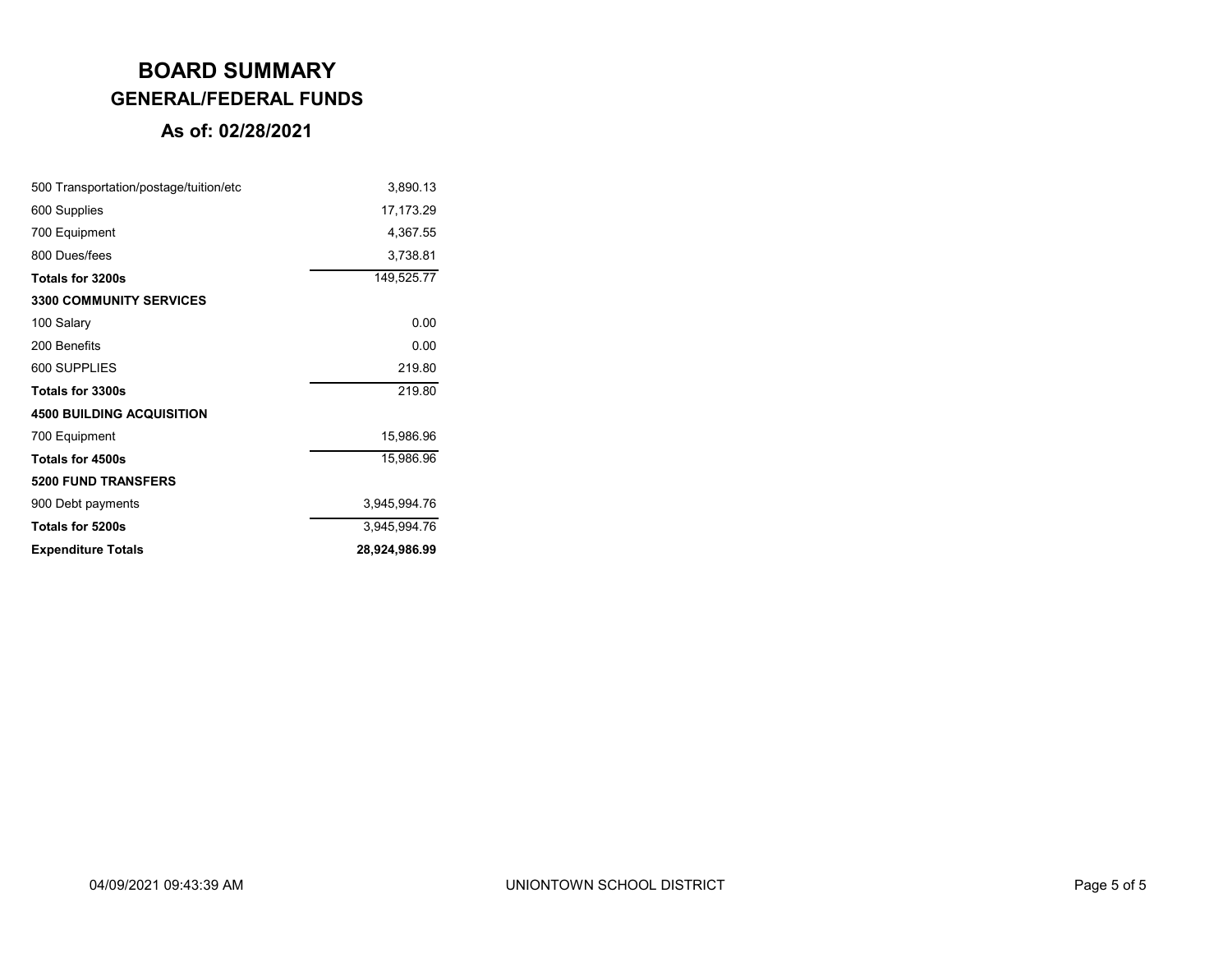# BOARD SUMMARY

## GENERAL/FEDERAL FUNDS

## As of: 02/28/2021

| | |
|---|---:|
| 500 Transportation/postage/tuition/etc | 3,890.13 |
| 600 Supplies | 17,173.29 |
| 700 Equipment | 4,367.55 |
| 800 Dues/fees | 3,738.81 |
| **Totals for 3200s** | 149,525.77 |
| **3300 COMMUNITY SERVICES** | |
| 100 Salary | 0.00 |
| 200 Benefits | 0.00 |
| 600 SUPPLIES | 219.80 |
| **Totals for 3300s** | 219.80 |
| **4500 BUILDING ACQUISITION** | |
| 700 Equipment | 15,986.96 |
| **Totals for 4500s** | 15,986.96 |
| **5200 FUND TRANSFERS** | |
| 900 Debt payments | 3,945,994.76 |
| **Totals for 5200s** | 3,945,994.76 |
| **Expenditure Totals** | **28,924,986.99** |

04/09/2021 09:43:39 AM

UNIONTOWN SCHOOL DISTRICT